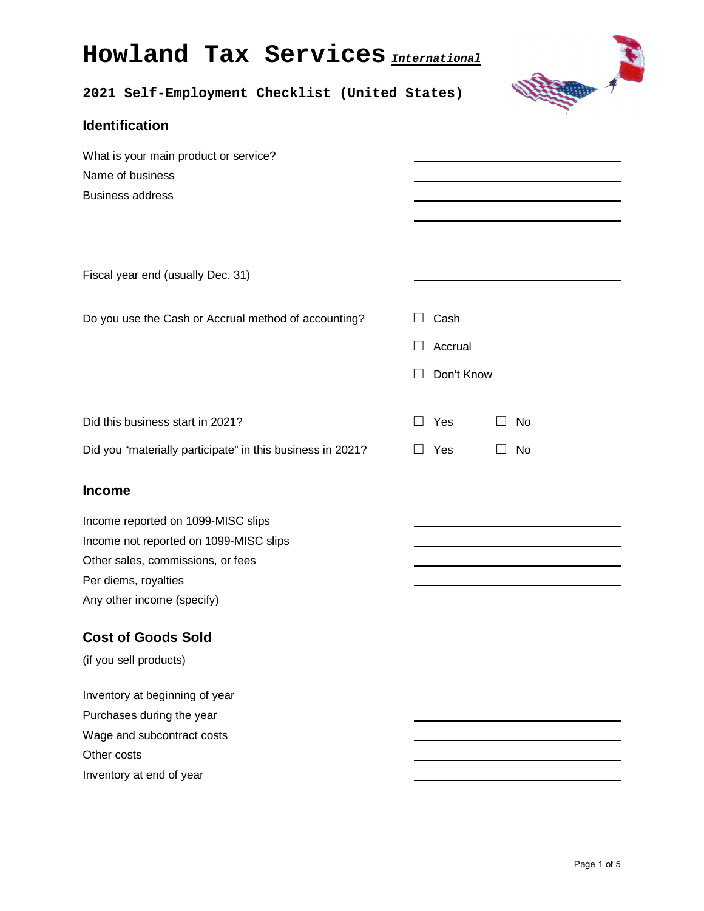# Howland Tax Services *International*

## 2021 Self-Employment Checklist (United States)

### Identification

What is your main product or service? \_\_\_\_\_\_\_\_\_\_\_\_\_\_\_\_\_\_\_\_

Name of business \_\_\_\_\_\_\_\_\_\_\_\_\_\_\_\_\_\_\_\_

Business address \_\_\_\_\_\_\_\_\_\_\_\_\_\_\_\_\_\_\_\_

\_\_\_\_\_\_\_\_\_\_\_\_\_\_\_\_\_\_\_\_

\_\_\_\_\_\_\_\_\_\_\_\_\_\_\_\_\_\_\_\_

Fiscal year end (usually Dec. 31) \_\_\_\_\_\_\_\_\_\_\_\_\_\_\_\_\_\_\_\_

Do you use the Cash or Accrual method of accounting?

- ☐ Cash
- ☐ Accrual
- ☐ Don't Know

Did this business start in 2021? ☐ Yes ☐ No

Did you "materially participate" in this business in 2021? ☐ Yes ☐ No

### Income

Income reported on 1099-MISC slips \_\_\_\_\_\_\_\_\_\_\_\_\_\_\_\_\_\_\_\_

Income not reported on 1099-MISC slips \_\_\_\_\_\_\_\_\_\_\_\_\_\_\_\_\_\_\_\_

Other sales, commissions, or fees \_\_\_\_\_\_\_\_\_\_\_\_\_\_\_\_\_\_\_\_

Per diems, royalties \_\_\_\_\_\_\_\_\_\_\_\_\_\_\_\_\_\_\_\_

Any other income (specify) \_\_\_\_\_\_\_\_\_\_\_\_\_\_\_\_\_\_\_\_

### Cost of Goods Sold

(if you sell products)

Inventory at beginning of year \_\_\_\_\_\_\_\_\_\_\_\_\_\_\_\_\_\_\_\_

Purchases during the year \_\_\_\_\_\_\_\_\_\_\_\_\_\_\_\_\_\_\_\_

Wage and subcontract costs \_\_\_\_\_\_\_\_\_\_\_\_\_\_\_\_\_\_\_\_

Other costs \_\_\_\_\_\_\_\_\_\_\_\_\_\_\_\_\_\_\_\_

Inventory at end of year \_\_\_\_\_\_\_\_\_\_\_\_\_\_\_\_\_\_\_\_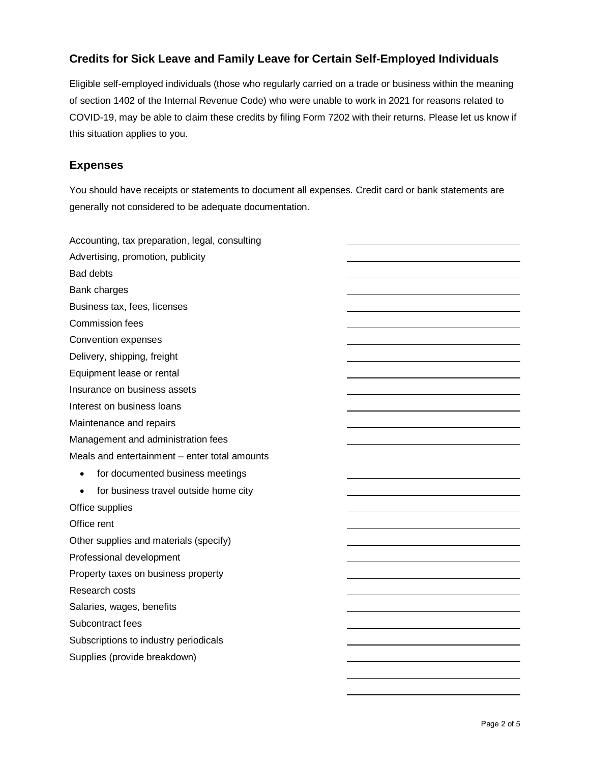## Credits for Sick Leave and Family Leave for Certain Self-Employed Individuals

Eligible self-employed individuals (those who regularly carried on a trade or business within the meaning of section 1402 of the Internal Revenue Code) who were unable to work in 2021 for reasons related to COVID-19, may be able to claim these credits by filing Form 7202 with their returns. Please let us know if this situation applies to you.

## Expenses

You should have receipts or statements to document all expenses. Credit card or bank statements are generally not considered to be adequate documentation.

| Expense | Amount |
|---|---|
| Accounting, tax preparation, legal, consulting | |
| Advertising, promotion, publicity | |
| Bad debts | |
| Bank charges | |
| Business tax, fees, licenses | |
| Commission fees | |
| Convention expenses | |
| Delivery, shipping, freight | |
| Equipment lease or rental | |
| Insurance on business assets | |
| Interest on business loans | |
| Maintenance and repairs | |
| Management and administration fees | |
| Meals and entertainment – enter total amounts | |
| • for documented business meetings | |
| • for business travel outside home city | |
| Office supplies | |
| Office rent | |
| Other supplies and materials (specify) | |
| Professional development | |
| Property taxes on business property | |
| Research costs | |
| Salaries, wages, benefits | |
| Subcontract fees | |
| Subscriptions to industry periodicals | |
| Supplies (provide breakdown) | |
| | |
| | |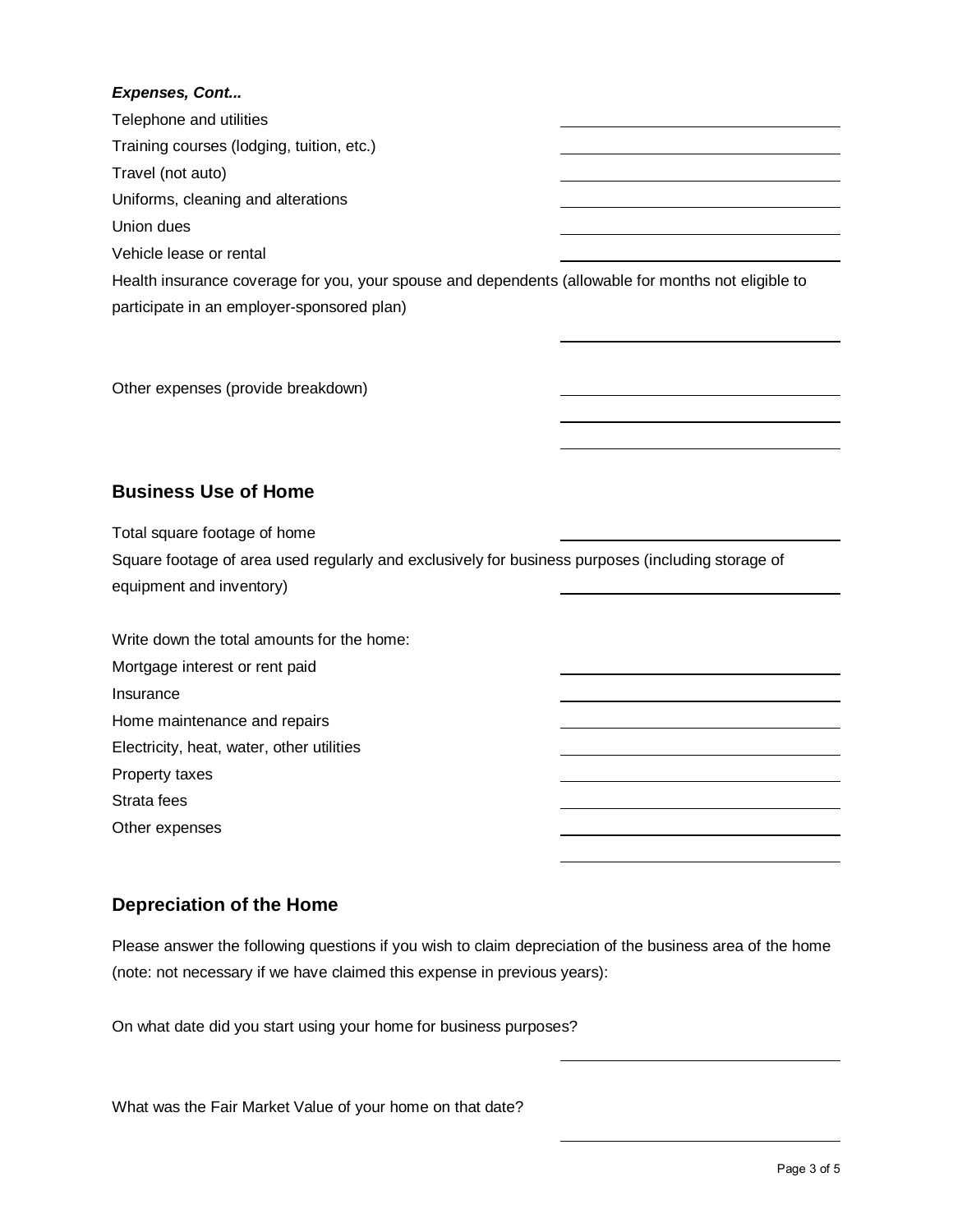***Expenses, Cont...***

Telephone and utilities ______________________

Training courses (lodging, tuition, etc.) ______________________

Travel (not auto) ______________________

Uniforms, cleaning and alterations ______________________

Union dues ______________________

Vehicle lease or rental ______________________

Health insurance coverage for you, your spouse and dependents (allowable for months not eligible to participate in an employer-sponsored plan)

______________________

Other expenses (provide breakdown) ______________________

______________________

______________________

## Business Use of Home

Total square footage of home ______________________

Square footage of area used regularly and exclusively for business purposes (including storage of equipment and inventory) ______________________

Write down the total amounts for the home:

Mortgage interest or rent paid ______________________

Insurance ______________________

Home maintenance and repairs ______________________

Electricity, heat, water, other utilities ______________________

Property taxes ______________________

Strata fees ______________________

Other expenses ______________________

______________________

## Depreciation of the Home

Please answer the following questions if you wish to claim depreciation of the business area of the home (note: not necessary if we have claimed this expense in previous years):

On what date did you start using your home for business purposes?

______________________

What was the Fair Market Value of your home on that date?

______________________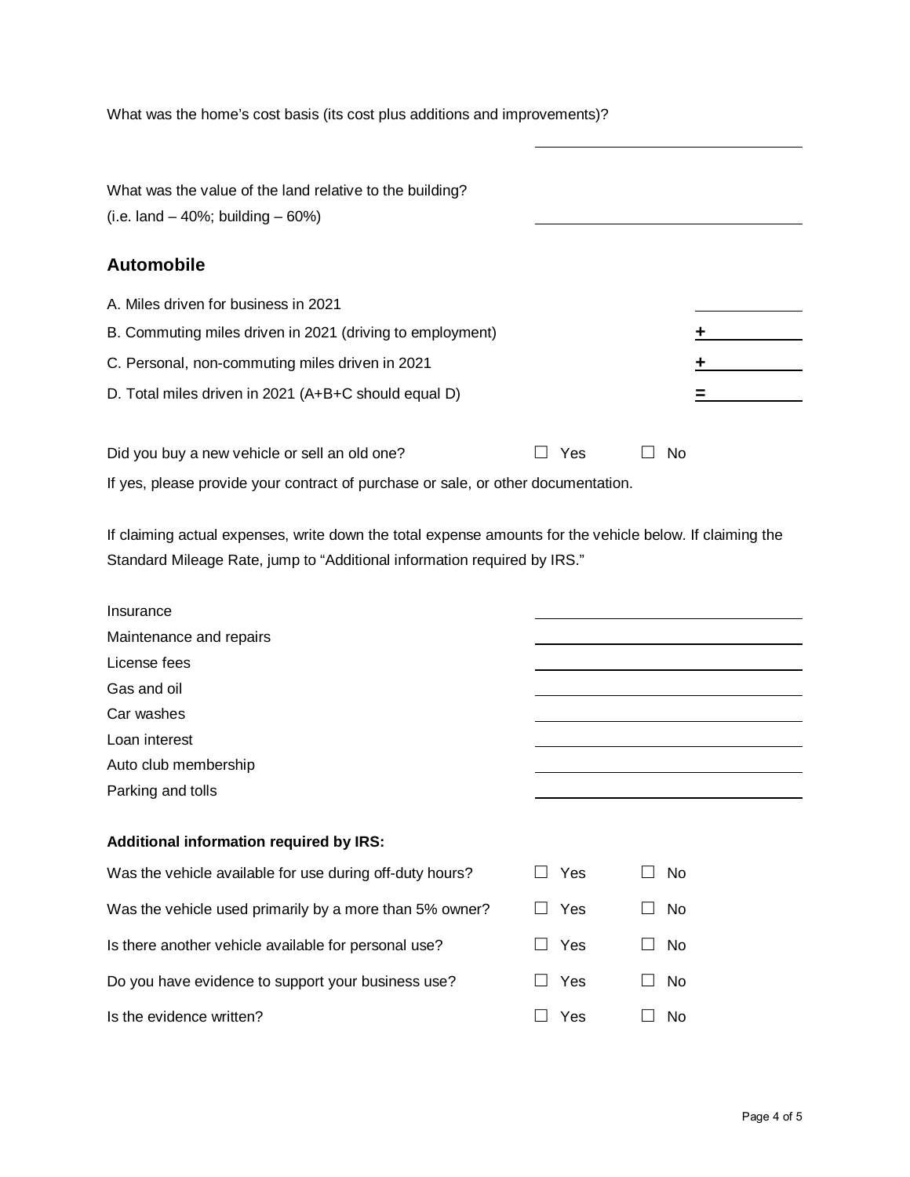What was the home's cost basis (its cost plus additions and improvements)? \_\_\_\_\_\_\_\_\_\_\_\_\_\_\_\_\_\_\_\_

What was the value of the land relative to the building?
(i.e. land – 40%; building – 60%) \_\_\_\_\_\_\_\_\_\_\_\_\_\_\_\_\_\_\_\_

## Automobile

| | |
|---|---|
| A. Miles driven for business in 2021 | \_\_\_\_\_\_\_\_\_\_ |
| B. Commuting miles driven in 2021 (driving to employment) | + \_\_\_\_\_\_\_\_\_\_ |
| C. Personal, non-commuting miles driven in 2021 | + \_\_\_\_\_\_\_\_\_\_ |
| D. Total miles driven in 2021 (A+B+C should equal D) | = \_\_\_\_\_\_\_\_\_\_ |

Did you buy a new vehicle or sell an old one? ☐ Yes ☐ No

If yes, please provide your contract of purchase or sale, or other documentation.

If claiming actual expenses, write down the total expense amounts for the vehicle below. If claiming the Standard Mileage Rate, jump to "Additional information required by IRS."

| | |
|---|---|
| Insurance | \_\_\_\_\_\_\_\_\_\_\_\_\_\_\_\_\_\_\_\_ |
| Maintenance and repairs | \_\_\_\_\_\_\_\_\_\_\_\_\_\_\_\_\_\_\_\_ |
| License fees | \_\_\_\_\_\_\_\_\_\_\_\_\_\_\_\_\_\_\_\_ |
| Gas and oil | \_\_\_\_\_\_\_\_\_\_\_\_\_\_\_\_\_\_\_\_ |
| Car washes | \_\_\_\_\_\_\_\_\_\_\_\_\_\_\_\_\_\_\_\_ |
| Loan interest | \_\_\_\_\_\_\_\_\_\_\_\_\_\_\_\_\_\_\_\_ |
| Auto club membership | \_\_\_\_\_\_\_\_\_\_\_\_\_\_\_\_\_\_\_\_ |
| Parking and tolls | \_\_\_\_\_\_\_\_\_\_\_\_\_\_\_\_\_\_\_\_ |

**Additional information required by IRS:**

| | | |
|---|---|---|
| Was the vehicle available for use during off-duty hours? | ☐ Yes | ☐ No |
| Was the vehicle used primarily by a more than 5% owner? | ☐ Yes | ☐ No |
| Is there another vehicle available for personal use? | ☐ Yes | ☐ No |
| Do you have evidence to support your business use? | ☐ Yes | ☐ No |
| Is the evidence written? | ☐ Yes | ☐ No |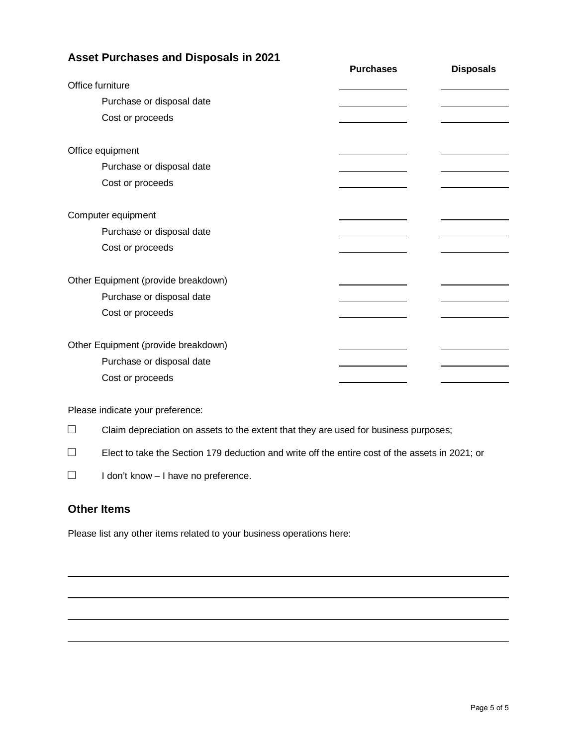## Asset Purchases and Disposals in 2021

| | Purchases | Disposals |
|---|---|---|
| Office furniture | | |
| Purchase or disposal date | | |
| Cost or proceeds | | |
| Office equipment | | |
| Purchase or disposal date | | |
| Cost or proceeds | | |
| Computer equipment | | |
| Purchase or disposal date | | |
| Cost or proceeds | | |
| Other Equipment (provide breakdown) | | |
| Purchase or disposal date | | |
| Cost or proceeds | | |
| Other Equipment (provide breakdown) | | |
| Purchase or disposal date | | |
| Cost or proceeds | | |

Please indicate your preference:

☐ Claim depreciation on assets to the extent that they are used for business purposes;

☐ Elect to take the Section 179 deduction and write off the entire cost of the assets in 2021; or

☐ I don't know – I have no preference.

## Other Items

Please list any other items related to your business operations here: